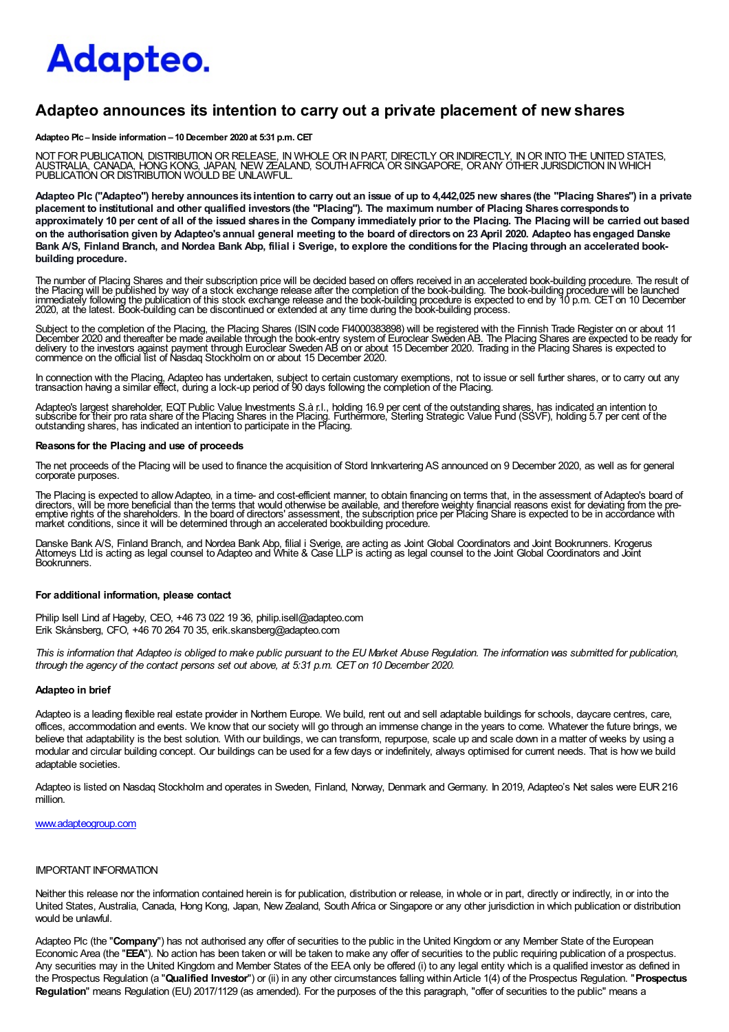# Adapteo.

## Adapteo announces its intention to carry out a private placement of new shares

**Adapteo Plc – Inside information – 10 December 2020 at 5:31 p.m. CET**

NOT FOR PUBLICATION, DISTRIBUTION OR RELEASE, IN WHOLE OR IN PART, DIRECTLY OR INDIRECTLY, IN OR INTO THE UNITED STATES, AUSTRALIA, CANADA, HONG KONG, JAPAN, NEW ZEALAND, SOUTH AFRICA OR SINGAPORE, OR ANY OTHER JURISDICTION IN WHICH PUBLICATION OR DISTRIBUTION WOULD BE UNLAWFUL.

**Adapteo Plc ("Adapteo") hereby announces its intention to carry out an issue of up to 4,442,025 new shares (the "Placing Shares") in a private placement to institutional and other qualified investors (the "Placing"). The maximum number of Placing Shares corresponds to approximately 10 per cent of all of the issued shares in the Company immediately prior to the Placing. The Placing will be carried out based on the authorisation given by Adapteo's annual general meeting to the board of directors on 23 April 2020. Adapteo has engaged Danske Bank A/S, Finland Branch, and Nordea Bank Abp, filial i Sverige, to explore the conditions for the Placing through an accelerated book-building procedure.**

The number of Placing Shares and their subscription price will be decided based on offers received in an accelerated book-building procedure. The result of the Placing will be published by way of a stock exchange release after the completion of the book-building. The book-building procedure will be launched immediately following the publication of this stock exchange release and the book-building procedure is expected to end by 10 p.m. CET on 10 December 2020, at the latest. Book-building can be discontinued or extended at any time during the book-building process.

Subject to the completion of the Placing, the Placing Shares (ISIN code FI4000383898) will be registered with the Finnish Trade Register on or about 11 December 2020 and thereafter be made available through the book-entry system of Euroclear Sweden AB. The Placing Shares are expected to be ready for delivery to the investors against payment through Euroclear Sweden AB on or about 15 December 2020. Trading in the Placing Shares is expected to commence on the official list of Nasdaq Stockholm on or about 15 December 2020.

In connection with the Placing, Adapteo has undertaken, subject to certain customary exemptions, not to issue or sell further shares, or to carry out any transaction having a similar effect, during a lock-up period of 90 days following the completion of the Placing.

Adapteo's largest shareholder, EQT Public Value Investments S.à r.l., holding 16.9 per cent of the outstanding shares, has indicated an intention to subscribe for their pro rata share of the Placing Shares in the Placing. Furthermore, Sterling Strategic Value Fund (SSVF), holding 5.7 per cent of the outstanding shares, has indicated an intention to participate in the Placing.

**Reasons for the Placing and use of proceeds**

The net proceeds of the Placing will be used to finance the acquisition of Stord Innkvartering AS announced on 9 December 2020, as well as for general corporate purposes.

The Placing is expected to allow Adapteo, in a time- and cost-efficient manner, to obtain financing on terms that, in the assessment of Adapteo's board of directors, will be more beneficial than the terms that would otherwise be available, and therefore weighty financial reasons exist for deviating from the pre-emptive rights of the shareholders. In the board of directors' assessment, the subscription price per Placing Share is expected to be in accordance with market conditions, since it will be determined through an accelerated bookbuilding procedure.

Danske Bank A/S, Finland Branch, and Nordea Bank Abp, filial i Sverige, are acting as Joint Global Coordinators and Joint Bookrunners. Krogerus Attorneys Ltd is acting as legal counsel to Adapteo and White & Case LLP is acting as legal counsel to the Joint Global Coordinators and Joint Bookrunners.

**For additional information, please contact**

Philip Isell Lind af Hageby, CEO, +46 73 022 19 36, philip.isell@adapteo.com
Erik Skånsberg, CFO, +46 70 264 70 35, erik.skansberg@adapteo.com

*This is information that Adapteo is obliged to make public pursuant to the EU Market Abuse Regulation. The information was submitted for publication, through the agency of the contact persons set out above, at 5:31 p.m. CET on 10 December 2020.*

**Adapteo in brief**

Adapteo is a leading flexible real estate provider in Northern Europe. We build, rent out and sell adaptable buildings for schools, daycare centres, care, offices, accommodation and events. We know that our society will go through an immense change in the years to come. Whatever the future brings, we believe that adaptability is the best solution. With our buildings, we can transform, repurpose, scale up and scale down in a matter of weeks by using a modular and circular building concept. Our buildings can be used for a few days or indefinitely, always optimised for current needs. That is how we build adaptable societies.

Adapteo is listed on Nasdaq Stockholm and operates in Sweden, Finland, Norway, Denmark and Germany. In 2019, Adapteo's Net sales were EUR 216 million.

www.adapteogroup.com

IMPORTANT INFORMATION

Neither this release nor the information contained herein is for publication, distribution or release, in whole or in part, directly or indirectly, in or into the United States, Australia, Canada, Hong Kong, Japan, New Zealand, South Africa or Singapore or any other jurisdiction in which publication or distribution would be unlawful.

Adapteo Plc (the "**Company**") has not authorised any offer of securities to the public in the United Kingdom or any Member State of the European Economic Area (the "**EEA**"). No action has been taken or will be taken to make any offer of securities to the public requiring publication of a prospectus. Any securities may in the United Kingdom and Member States of the EEA only be offered (i) to any legal entity which is a qualified investor as defined in the Prospectus Regulation (a "**Qualified Investor**") or (ii) in any other circumstances falling within Article 1(4) of the Prospectus Regulation. "**Prospectus Regulation**" means Regulation (EU) 2017/1129 (as amended). For the purposes of the this paragraph, "offer of securities to the public" means a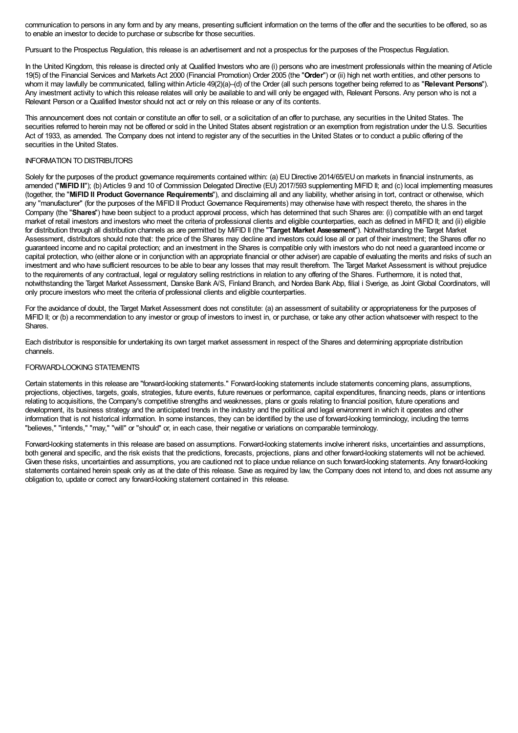communication to persons in any form and by any means, presenting sufficient information on the terms of the offer and the securities to be offered, so as to enable an investor to decide to purchase or subscribe for those securities.

Pursuant to the Prospectus Regulation, this release is an advertisement and not a prospectus for the purposes of the Prospectus Regulation.

In the United Kingdom, this release is directed only at Qualified Investors who are (i) persons who are investment professionals within the meaning of Article 19(5) of the Financial Services and Markets Act 2000 (Financial Promotion) Order 2005 (the "**Order**") or (ii) high net worth entities, and other persons to whom it may lawfully be communicated, falling within Article 49(2)(a)–(d) of the Order (all such persons together being referred to as "**Relevant Persons**"). Any investment activity to which this release relates will only be available to and will only be engaged with, Relevant Persons. Any person who is not a Relevant Person or a Qualified Investor should not act or rely on this release or any of its contents.

This announcement does not contain or constitute an offer to sell, or a solicitation of an offer to purchase, any securities in the United States. The securities referred to herein may not be offered or sold in the United States absent registration or an exemption from registration under the U.S. Securities Act of 1933, as amended. The Company does not intend to register any of the securities in the United States or to conduct a public offering of the securities in the United States.

INFORMATION TO DISTRIBUTORS

Solely for the purposes of the product governance requirements contained within: (a) EU Directive 2014/65/EU on markets in financial instruments, as amended ("**MiFID II**"); (b) Articles 9 and 10 of Commission Delegated Directive (EU) 2017/593 supplementing MiFID II; and (c) local implementing measures (together, the "**MiFID II Product Governance Requirements**"), and disclaiming all and any liability, whether arising in tort, contract or otherwise, which any "manufacturer" (for the purposes of the MiFID II Product Governance Requirements) may otherwise have with respect thereto, the shares in the Company (the "**Shares**") have been subject to a product approval process, which has determined that such Shares are: (i) compatible with an end target market of retail investors and investors who meet the criteria of professional clients and eligible counterparties, each as defined in MiFID II; and (ii) eligible for distribution through all distribution channels as are permitted by MiFID II (the "**Target Market Assessment**"). Notwithstanding the Target Market Assessment, distributors should note that: the price of the Shares may decline and investors could lose all or part of their investment; the Shares offer no guaranteed income and no capital protection; and an investment in the Shares is compatible only with investors who do not need a guaranteed income or capital protection, who (either alone or in conjunction with an appropriate financial or other adviser) are capable of evaluating the merits and risks of such an investment and who have sufficient resources to be able to bear any losses that may result therefrom. The Target Market Assessment is without prejudice to the requirements of any contractual, legal or regulatory selling restrictions in relation to any offering of the Shares. Furthermore, it is noted that, notwithstanding the Target Market Assessment, Danske Bank A/S, Finland Branch, and Nordea Bank Abp, filial i Sverige, as Joint Global Coordinators, will only procure investors who meet the criteria of professional clients and eligible counterparties.

For the avoidance of doubt, the Target Market Assessment does not constitute: (a) an assessment of suitability or appropriateness for the purposes of MiFID II; or (b) a recommendation to any investor or group of investors to invest in, or purchase, or take any other action whatsoever with respect to the Shares.

Each distributor is responsible for undertaking its own target market assessment in respect of the Shares and determining appropriate distribution channels.

FORWARD-LOOKING STATEMENTS

Certain statements in this release are "forward-looking statements." Forward-looking statements include statements concerning plans, assumptions, projections, objectives, targets, goals, strategies, future events, future revenues or performance, capital expenditures, financing needs, plans or intentions relating to acquisitions, the Company's competitive strengths and weaknesses, plans or goals relating to financial position, future operations and development, its business strategy and the anticipated trends in the industry and the political and legal environment in which it operates and other information that is not historical information. In some instances, they can be identified by the use of forward-looking terminology, including the terms "believes," "intends," "may," "will" or "should" or, in each case, their negative or variations on comparable terminology.

Forward-looking statements in this release are based on assumptions. Forward-looking statements involve inherent risks, uncertainties and assumptions, both general and specific, and the risk exists that the predictions, forecasts, projections, plans and other forward-looking statements will not be achieved. Given these risks, uncertainties and assumptions, you are cautioned not to place undue reliance on such forward-looking statements. Any forward-looking statements contained herein speak only as at the date of this release. Save as required by law, the Company does not intend to, and does not assume any obligation to, update or correct any forward-looking statement contained in this release.